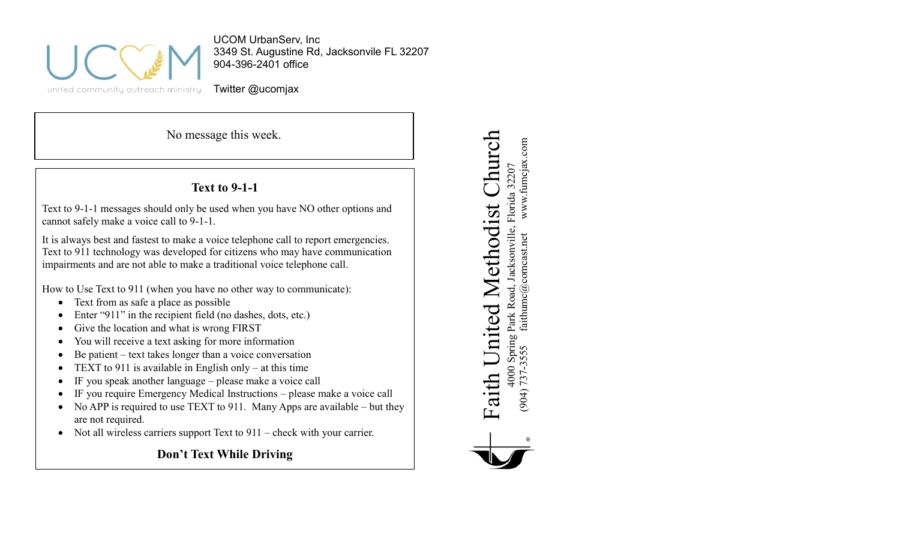UCOM UrbanServ, Inc
3349 St. Augustine Rd, Jacksonville FL 32207
904-396-2401 office

Twitter @ucomjax

united community outreach ministry

No message this week.

## Text to 9-1-1

Text to 9-1-1 messages should only be used when you have NO other options and cannot safely make a voice call to 9-1-1.

It is always best and fastest to make a voice telephone call to report emergencies. Text to 911 technology was developed for citizens who may have communication impairments and are not able to make a traditional voice telephone call.

How to Use Text to 911 (when you have no other way to communicate):

- Text from as safe a place as possible
- Enter "911" in the recipient field (no dashes, dots, etc.)
- Give the location and what is wrong FIRST
- You will receive a text asking for more information
- Be patient – text takes longer than a voice conversation
- TEXT to 911 is available in English only – at this time
- IF you speak another language – please make a voice call
- IF you require Emergency Medical Instructions – please make a voice call
- No APP is required to use TEXT to 911. Many Apps are available – but they are not required.
- Not all wireless carriers support Text to 911 – check with your carrier.

**Don't Text While Driving**

# Faith United Methodist Church

4000 Spring Park Road, Jacksonville, Florida 32207
(904) 737-3555 faithumc@comcast.net www.fumcjax.com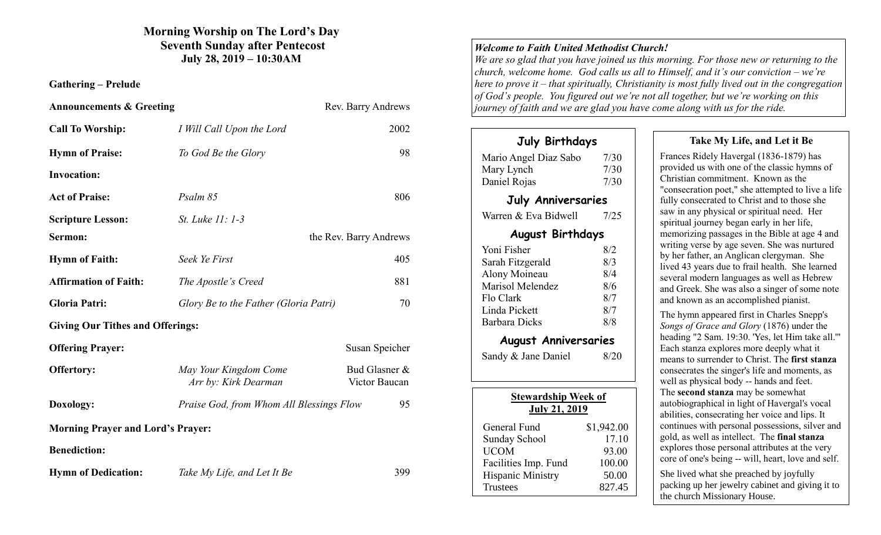# Morning Worship on The Lord's Day
## Seventh Sunday after Pentecost
### July 28, 2019 – 10:30AM

**Gathering – Prelude**

| | | |
|---|---|---|
| **Announcements & Greeting** | | Rev. Barry Andrews |
| **Call To Worship:** | *I Will Call Upon the Lord* | 2002 |
| **Hymn of Praise:** | *To God Be the Glory* | 98 |
| **Invocation:** | | |
| **Act of Praise:** | *Psalm 85* | 806 |
| **Scripture Lesson:** | *St. Luke 11: 1-3* | |
| **Sermon:** | | the Rev. Barry Andrews |
| **Hymn of Faith:** | *Seek Ye First* | 405 |
| **Affirmation of Faith:** | *The Apostle's Creed* | 881 |
| **Gloria Patri:** | *Glory Be to the Father (Gloria Patri)* | 70 |

**Giving Our Tithes and Offerings:**

| | | |
|---|---|---|
| **Offering Prayer:** | | Susan Speicher |
| **Offertory:** | *May Your Kingdom Come* *Arr by: Kirk Dearman* | Bud Glasner & Victor Baucan |
| **Doxology:** | *Praise God, from Whom All Blessings Flow* | 95 |

**Morning Prayer and Lord's Prayer:**

**Benediction:**

| | | |
|---|---|---|
| **Hymn of Dedication:** | *Take My Life, and Let It Be* | 399 |

***Welcome to Faith United Methodist Church!***
*We are so glad that you have joined us this morning. For those new or returning to the church, welcome home. God calls us all to Himself, and it's our conviction – we're here to prove it – that spiritually, Christianity is most fully lived out in the congregation of God's people. You figured out we're not all together, but we're working on this journey of faith and we are glad you have come along with us for the ride.*

## July Birthdays

| | |
|---|---|
| Mario Angel Diaz Sabo | 7/30 |
| Mary Lynch | 7/30 |
| Daniel Rojas | 7/30 |

## July Anniversaries

| | |
|---|---|
| Warren & Eva Bidwell | 7/25 |

## August Birthdays

| | |
|---|---|
| Yoni Fisher | 8/2 |
| Sarah Fitzgerald | 8/3 |
| Alony Moineau | 8/4 |
| Marisol Melendez | 8/6 |
| Flo Clark | 8/7 |
| Linda Pickett | 8/7 |
| Barbara Dicks | 8/8 |

## August Anniversaries

| | |
|---|---|
| Sandy & Jane Daniel | 8/20 |

**Stewardship Week of July 21, 2019**

| | |
|---|---|
| General Fund | $1,942.00 |
| Sunday School | 17.10 |
| UCOM | 93.00 |
| Facilities Imp. Fund | 100.00 |
| Hispanic Ministry | 50.00 |
| Trustees | 827.45 |

## Take My Life, and Let it Be

Frances Ridely Havergal (1836-1879) has provided us with one of the classic hymns of Christian commitment. Known as the "consecration poet," she attempted to live a life fully consecrated to Christ and to those she saw in any physical or spiritual need. Her spiritual journey began early in her life, memorizing passages in the Bible at age 4 and writing verse by age seven. She was nurtured by her father, an Anglican clergyman. She lived 43 years due to frail health. She learned several modern languages as well as Hebrew and Greek. She was also a singer of some note and known as an accomplished pianist.

The hymn appeared first in Charles Snepp's *Songs of Grace and Glory* (1876) under the heading "2 Sam. 19:30. 'Yes, let Him take all.'" Each stanza explores more deeply what it means to surrender to Christ. The **first stanza** consecrates the singer's life and moments, as well as physical body -- hands and feet. The **second stanza** may be somewhat autobiographical in light of Havergal's vocal abilities, consecrating her voice and lips. It continues with personal possessions, silver and gold, as well as intellect. The **final stanza** explores those personal attributes at the very core of one's being -- will, heart, love and self.

She lived what she preached by joyfully packing up her jewelry cabinet and giving it to the church Missionary House.